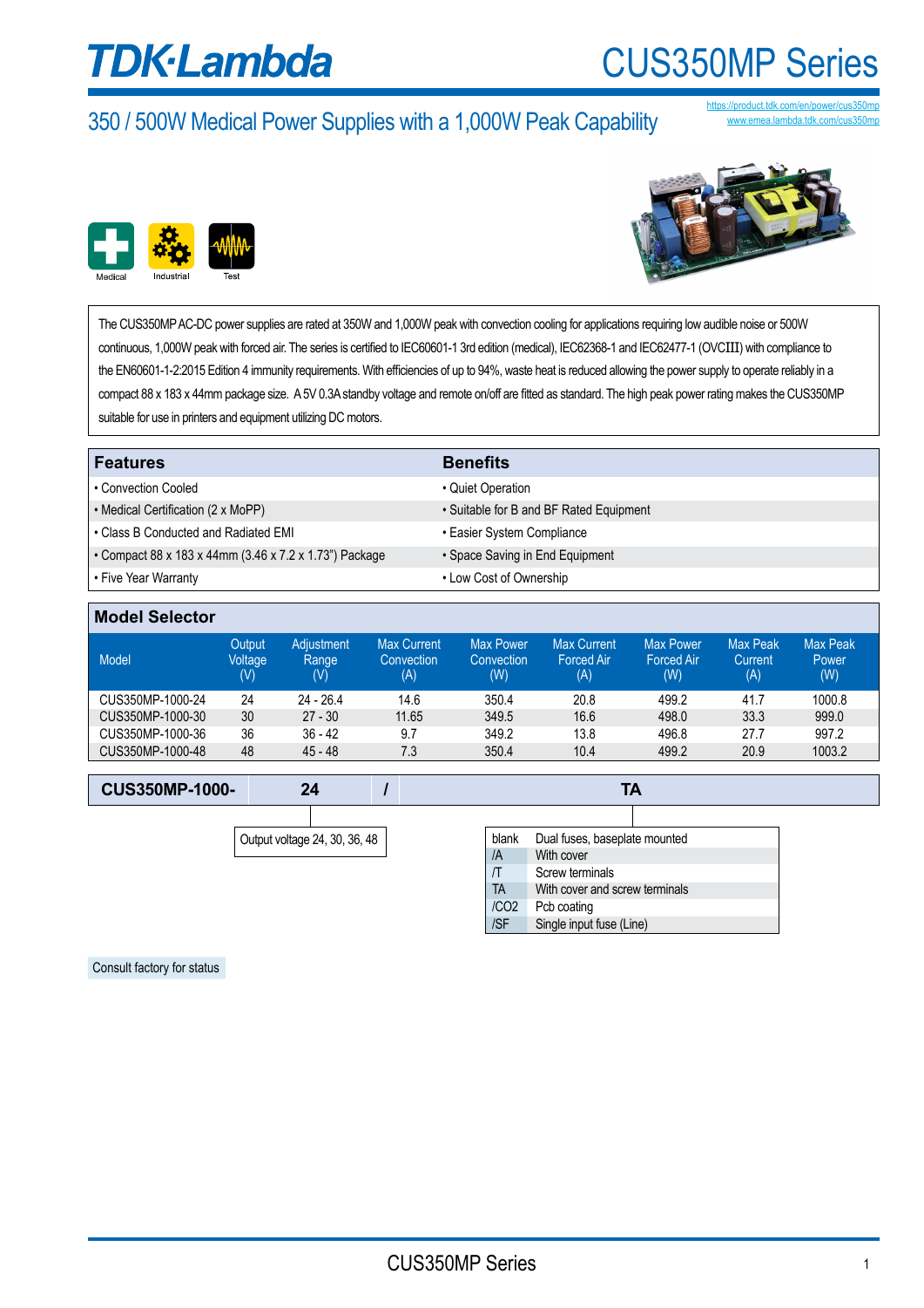# TDK·Lambda CUS350MP Series

## 350 / 500W Medical Power Supplies with a 1,000W Peak Capability

https://product.tdk.com/en/power/cus350mp
www.emea.lambda.tdk.com/cus350mp

Medical | Industrial | Test

The CUS350MP AC-DC power supplies are rated at 350W and 1,000W peak with convection cooling for applications requiring low audible noise or 500W continuous, 1,000W peak with forced air. The series is certified to IEC60601-1 3rd edition (medical), IEC62368-1 and IEC62477-1 (OVCIII) with compliance to the EN60601-1-2:2015 Edition 4 immunity requirements. With efficiencies of up to 94%, waste heat is reduced allowing the power supply to operate reliably in a compact 88 x 183 x 44mm package size. A 5V 0.3A standby voltage and remote on/off are fitted as standard. The high peak power rating makes the CUS350MP suitable for use in printers and equipment utilizing DC motors.

| Features | Benefits |
|---|---|
| • Convection Cooled | • Quiet Operation |
| • Medical Certification (2 x MoPP) | • Suitable for B and BF Rated Equipment |
| • Class B Conducted and Radiated EMI | • Easier System Compliance |
| • Compact 88 x 183 x 44mm (3.46 x 7.2 x 1.73") Package | • Space Saving in End Equipment |
| • Five Year Warranty | • Low Cost of Ownership |

## Model Selector

| Model | Output Voltage (V) | Adjustment Range (V) | Max Current Convection (A) | Max Power Convection (W) | Max Current Forced Air (A) | Max Power Forced Air (W) | Max Peak Current (A) | Max Peak Power (W) |
|---|---|---|---|---|---|---|---|---|
| CUS350MP-1000-24 | 24 | 24 - 26.4 | 14.6 | 350.4 | 20.8 | 499.2 | 41.7 | 1000.8 |
| CUS350MP-1000-30 | 30 | 27 - 30 | 11.65 | 349.5 | 16.6 | 498.0 | 33.3 | 999.0 |
| CUS350MP-1000-36 | 36 | 36 - 42 | 9.7 | 349.2 | 13.8 | 496.8 | 27.7 | 997.2 |
| CUS350MP-1000-48 | 48 | 45 - 48 | 7.3 | 350.4 | 10.4 | 499.2 | 20.9 | 1003.2 |

| CUS350MP-1000- | 24 | / | TA |
|---|---|---|---|

Output voltage 24, 30, 36, 48

| Option | Description |
|---|---|
| blank | Dual fuses, baseplate mounted |
| /A | With cover |
| /T | Screw terminals |
| TA | With cover and screw terminals |
| /CO2 | Pcb coating |
| /SF | Single input fuse (Line) |

Consult factory for status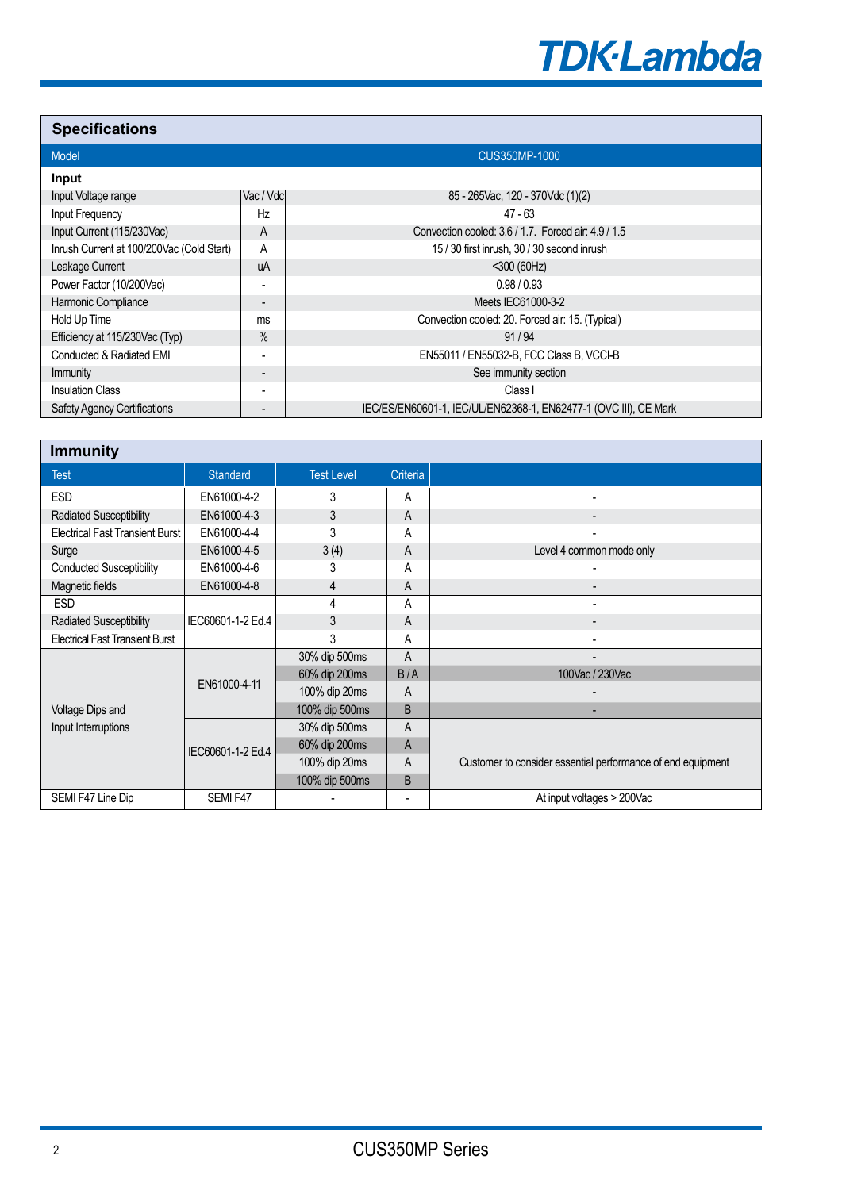## Specifications

| Model | | CUS350MP-1000 |
|---|---|---|
| **Input** | | |
| Input Voltage range | Vac / Vdc | 85 - 265Vac, 120 - 370Vdc (1)(2) |
| Input Frequency | Hz | 47 - 63 |
| Input Current (115/230Vac) | A | Convection cooled: 3.6 / 1.7. Forced air: 4.9 / 1.5 |
| Inrush Current at 100/200Vac (Cold Start) | A | 15 / 30 first inrush, 30 / 30 second inrush |
| Leakage Current | uA | <300 (60Hz) |
| Power Factor (10/200Vac) | - | 0.98 / 0.93 |
| Harmonic Compliance | - | Meets IEC61000-3-2 |
| Hold Up Time | ms | Convection cooled: 20. Forced air: 15. (Typical) |
| Efficiency at 115/230Vac (Typ) | % | 91 / 94 |
| Conducted & Radiated EMI | - | EN55011 / EN55032-B, FCC Class B, VCCI-B |
| Immunity | - | See immunity section |
| Insulation Class | - | Class I |
| Safety Agency Certifications | - | IEC/ES/EN60601-1, IEC/UL/EN62368-1, EN62477-1 (OVC III), CE Mark |

## Immunity

| Test | Standard | Test Level | Criteria | |
|---|---|---|---|---|
| ESD | EN61000-4-2 | 3 | A | - |
| Radiated Susceptibility | EN61000-4-3 | 3 | A | - |
| Electrical Fast Transient Burst | EN61000-4-4 | 3 | A | - |
| Surge | EN61000-4-5 | 3 (4) | A | Level 4 common mode only |
| Conducted Susceptibility | EN61000-4-6 | 3 | A | - |
| Magnetic fields | EN61000-4-8 | 4 | A | - |
| ESD | IEC60601-1-2 Ed.4 | 4 | A | - |
| Radiated Susceptibility | | 3 | A | - |
| Electrical Fast Transient Burst | | 3 | A | - |
| Voltage Dips and Input Interruptions | EN61000-4-11 | 30% dip 500ms | A | - |
| | | 60% dip 200ms | B / A | 100Vac / 230Vac |
| | | 100% dip 20ms | A | - |
| | | 100% dip 500ms | B | - |
| | IEC60601-1-2 Ed.4 | 30% dip 500ms | A | Customer to consider essential performance of end equipment |
| | | 60% dip 200ms | A | |
| | | 100% dip 20ms | A | |
| | | 100% dip 500ms | B | |
| SEMI F47 Line Dip | SEMI F47 | - | - | At input voltages > 200Vac |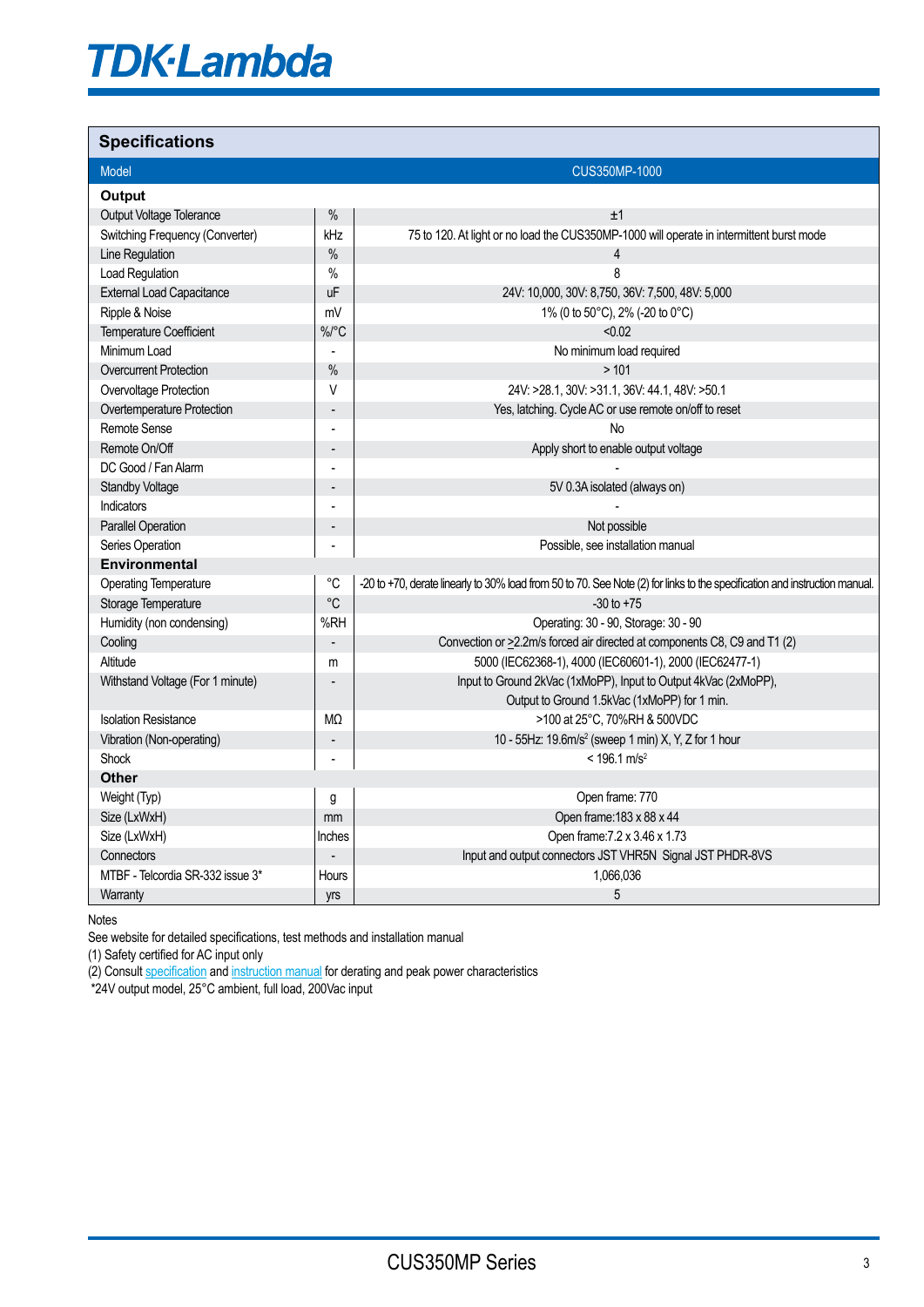## Specifications

| Model | | CUS350MP-1000 |
|---|---|---|
| **Output** | | |
| Output Voltage Tolerance | % | ±1 |
| Switching Frequency (Converter) | kHz | 75 to 120. At light or no load the CUS350MP-1000 will operate in intermittent burst mode |
| Line Regulation | % | 4 |
| Load Regulation | % | 8 |
| External Load Capacitance | uF | 24V: 10,000, 30V: 8,750, 36V: 7,500, 48V: 5,000 |
| Ripple & Noise | mV | 1% (0 to 50°C), 2% (-20 to 0°C) |
| Temperature Coefficient | %/°C | <0.02 |
| Minimum Load | - | No minimum load required |
| Overcurrent Protection | % | > 101 |
| Overvoltage Protection | V | 24V: >28.1, 30V: >31.1, 36V: 44.1, 48V: >50.1 |
| Overtemperature Protection | - | Yes, latching. Cycle AC or use remote on/off to reset |
| Remote Sense | - | No |
| Remote On/Off | - | Apply short to enable output voltage |
| DC Good / Fan Alarm | - | - |
| Standby Voltage | - | 5V 0.3A isolated (always on) |
| Indicators | - | - |
| Parallel Operation | - | Not possible |
| Series Operation | - | Possible, see installation manual |
| **Environmental** | | |
| Operating Temperature | °C | -20 to +70, derate linearly to 30% load from 50 to 70. See Note (2) for links to the specification and instruction manual. |
| Storage Temperature | °C | -30 to +75 |
| Humidity (non condensing) | %RH | Operating: 30 - 90, Storage: 30 - 90 |
| Cooling | - | Convection or ≥2.2m/s forced air directed at components C8, C9 and T1 (2) |
| Altitude | m | 5000 (IEC62368-1), 4000 (IEC60601-1), 2000 (IEC62477-1) |
| Withstand Voltage (For 1 minute) | - | Input to Ground 2kVac (1xMoPP), Input to Output 4kVac (2xMoPP), Output to Ground 1.5kVac (1xMoPP) for 1 min. |
| Isolation Resistance | MΩ | >100 at 25°C, 70%RH & 500VDC |
| Vibration (Non-operating) | - | 10 - 55Hz: 19.6m/s² (sweep 1 min) X, Y, Z for 1 hour |
| Shock | - | < 196.1 m/s² |
| **Other** | | |
| Weight (Typ) | g | Open frame: 770 |
| Size (LxWxH) | mm | Open frame:183 x 88 x 44 |
| Size (LxWxH) | Inches | Open frame:7.2 x 3.46 x 1.73 |
| Connectors | - | Input and output connectors JST VHR5N Signal JST PHDR-8VS |
| MTBF - Telcordia SR-332 issue 3* | Hours | 1,066,036 |
| Warranty | yrs | 5 |

Notes

See website for detailed specifications, test methods and installation manual

(1) Safety certified for AC input only

(2) Consult specification and instruction manual for derating and peak power characteristics

*24V output model, 25°C ambient, full load, 200Vac input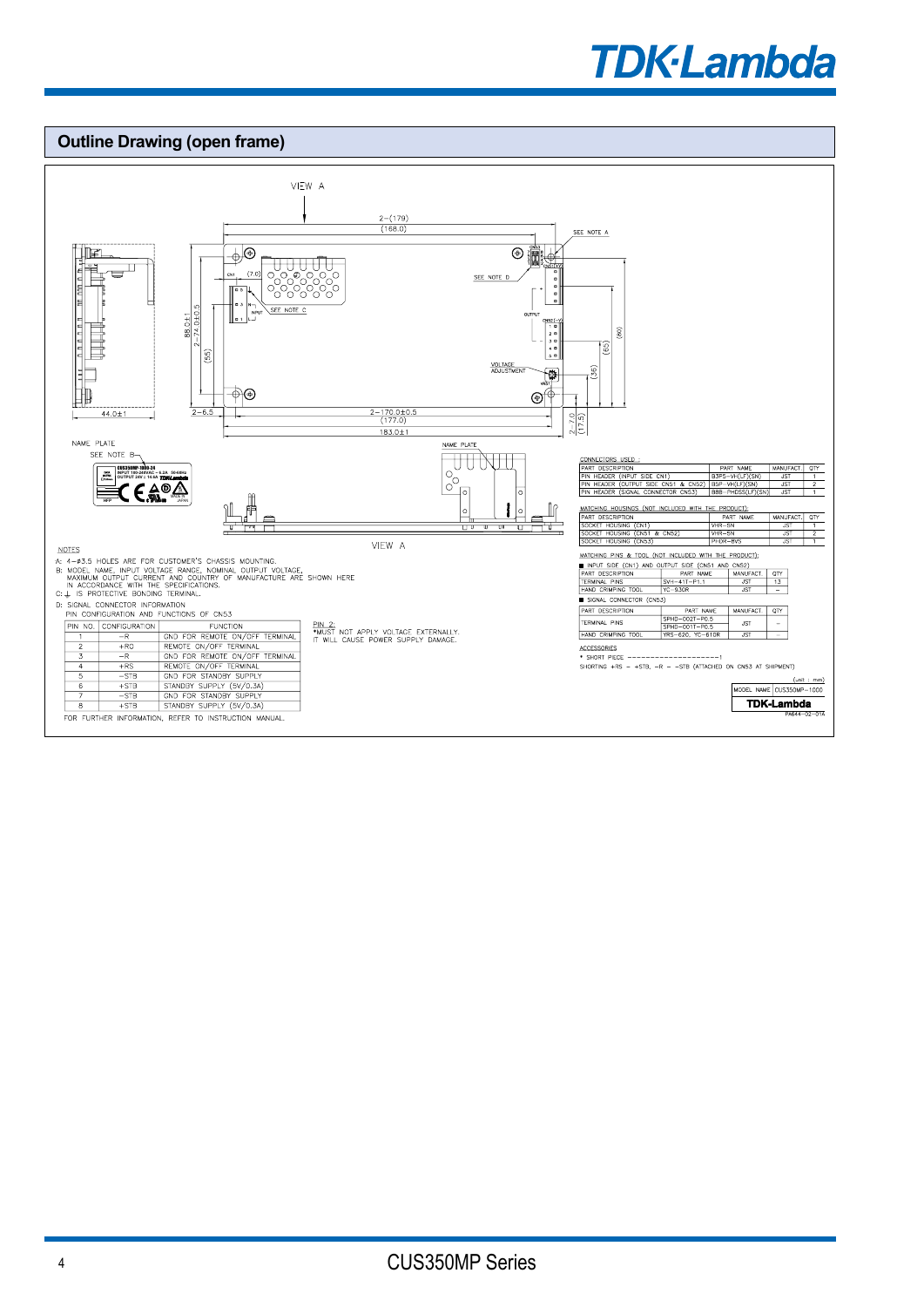## Outline Drawing (open frame)

VIEW A

2−(179)
(168.0)

SEE NOTE A

SEE NOTE D

CN1 (7.0)

SEE NOTE C

INPUT

OUTPUT

VOLTAGE ADJUSTMENT

88.0±1
2−74.0±0.5
(55)
(65)
(80)
(36)

44.0±1
2−6.5
2−170.0±0.5
(177.0)
183.0±1
2−7.0
(17.5)

NAME PLATE
SEE NOTE B

NAME PLATE

VIEW A

NOTES

A: 4−φ3.5 HOLES ARE FOR CUSTOMER'S CHASSIS MOUNTING.
B: MODEL NAME, INPUT VOLTAGE RANGE, NOMINAL OUTPUT VOLTAGE, MAXIMUM OUTPUT CURRENT AND COUNTRY OF MANUFACTURE ARE SHOWN HERE IN ACCORDANCE WITH THE SPECIFICATIONS.
C: ⏚ IS PROTECTIVE BONDING TERMINAL.
D: SIGNAL CONNECTOR INFORMATION
PIN CONFIGURATION AND FUNCTIONS OF CN53

| PIN NO. | CONFIGURATION | FUNCTION |
|---|---|---|
| 1 | −R | GND FOR REMOTE ON/OFF TERMINAL |
| 2 | +RC | REMOTE ON/OFF TERMINAL |
| 3 | −R | GND FOR REMOTE ON/OFF TERMINAL |
| 4 | +RS | REMOTE ON/OFF TERMINAL |
| 5 | −STB | GND FOR STANDBY SUPPLY |
| 6 | +STB | STANDBY SUPPLY (5V/0.3A) |
| 7 | −STB | GND FOR STANDBY SUPPLY |
| 8 | +STB | STANDBY SUPPLY (5V/0.3A) |

PIN 2:
*MUST NOT APPLY VOLTAGE EXTERNALLY.
IT WILL CAUSE POWER SUPPLY DAMAGE.

FOR FURTHER INFORMATION, REFER TO INSTRUCTION MANUAL.

CONNECTORS USED :

| PART DESCRIPTION | PART NAME | MANUFACT. | QTY |
|---|---|---|---|
| PIN HEADER (INPUT SIDE CN1) | B3P5−VH(LF)(SN) | JST | 1 |
| PIN HEADER (OUTPUT SIDE CN51 & CN52) | B5P−VH(LF)(SN) | JST | 2 |
| PIN HEADER (SIGNAL CONNECTOR CN53) | B8B−PHDSS(LF)(SN) | JST | 1 |

MATCHING HOUSINGS (NOT INCLUDED WITH THE PRODUCT):

| PART DESCRIPTION | PART NAME | MANUFACT. | QTY |
|---|---|---|---|
| SOCKET HOUSING (CN1) | VHR−5N | JST | 1 |
| SOCKET HOUSING (CN51 & CN52) | VHR−5N | JST | 2 |
| SOCKET HOUSING (CN53) | PHDR−8VS | JST | 1 |

MATCHING PINS & TOOL (NOT INCLUDED WITH THE PRODUCT):

■ INPUT SIDE (CN1) AND OUTPUT SIDE (CN51 AND CN52)

| PART DESCRIPTION | PART NAME | MANUFACT. | QTY |
|---|---|---|---|
| TERMINAL PINS | SVH−41T−P1.1 | JST | 13 |
| HAND CRIMPING TOOL | YC−930R | JST | − |

■ SIGNAL CONNECTOR (CN53)

| PART DESCRIPTION | PART NAME | MANUFACT. | QTY |
|---|---|---|---|
| TERMINAL PINS | SPHD−002T−P0.5<br>SPHD−001T−P0.5 | JST | − |
| HAND CRIMPING TOOL | YRS−620, YC−610R | JST | − |

ACCESSORIES

* SHORT PIECE ---------------------1
SHORTING +RS − +STB, −R − −STB (ATTACHED ON CN53 AT SHIPMENT)

(unit : mm)

| MODEL NAME | CUS350MP−1000 |
|---|---|

TDK-Lambda
PA644−02−01A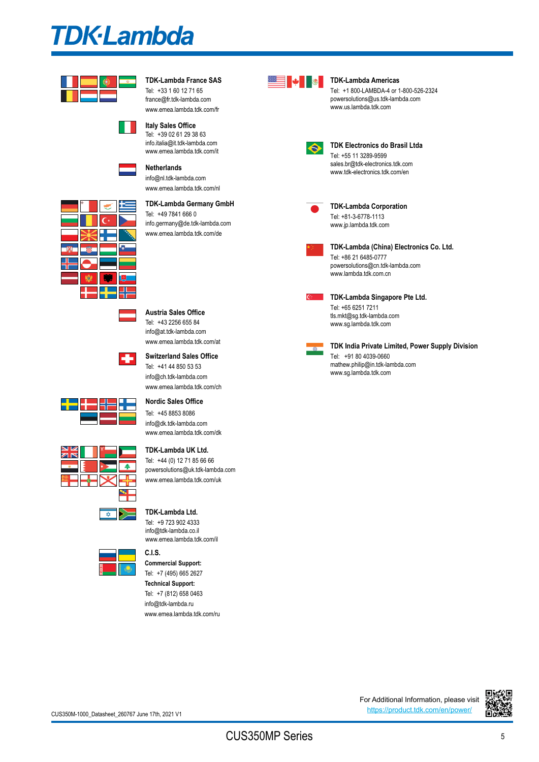**TDK-Lambda France SAS**
Tel: +33 1 60 12 71 65
france@fr.tdk-lambda.com
www.emea.lambda.tdk.com/fr

**Italy Sales Office**
Tel: +39 02 61 29 38 63
info.italia@it.tdk-lambda.com
www.emea.lambda.tdk.com/it

**Netherlands**
info@nl.tdk-lambda.com
www.emea.lambda.tdk.com/nl

**TDK-Lambda Germany GmbH**
Tel: +49 7841 666 0
info.germany@de.tdk-lambda.com
www.emea.lambda.tdk.com/de

**Austria Sales Office**
Tel: +43 2256 655 84
info@at.tdk-lambda.com
www.emea.lambda.tdk.com/at

**Switzerland Sales Office**
Tel: +41 44 850 53 53
info@ch.tdk-lambda.com
www.emea.lambda.tdk.com/ch

**Nordic Sales Office**
Tel: +45 8853 8086
info@dk.tdk-lambda.com
www.emea.lambda.tdk.com/dk

**TDK-Lambda UK Ltd.**
Tel: +44 (0) 12 71 85 66 66
powersolutions@uk.tdk-lambda.com
www.emea.lambda.tdk.com/uk

**TDK-Lambda Ltd.**
Tel: +9 723 902 4333
info@tdk-lambda.co.il
www.emea.lambda.tdk.com/il

**C.I.S.**
**Commercial Support:**
Tel: +7 (495) 665 2627
**Technical Support:**
Tel: +7 (812) 658 0463
info@tdk-lambda.ru
www.emea.lambda.tdk.com/ru

**TDK-Lambda Americas**
Tel: +1 800-LAMBDA-4 or 1-800-526-2324
powersolutions@us.tdk-lambda.com
www.us.lambda.tdk.com

**TDK Electronics do Brasil Ltda**
Tel: +55 11 3289-9599
sales.br@tdk-electronics.tdk.com
www.tdk-electronics.tdk.com/en

**TDK-Lambda Corporation**
Tel: +81-3-6778-1113
www.jp.lambda.tdk.com

**TDK-Lambda (China) Electronics Co. Ltd.**
Tel: +86 21 6485-0777
powersolutions@cn.tdk-lambda.com
www.lambda.tdk.com.cn

**TDK-Lambda Singapore Pte Ltd.**
Tel: +65 6251 7211
tls.mkt@sg.tdk-lambda.com
www.sg.lambda.tdk.com

**TDK India Private Limited, Power Supply Division**
Tel: +91 80 4039-0660
mathew.philip@in.tdk-lambda.com
www.sg.lambda.tdk.com

For Additional Information, please visit
https://product.tdk.com/en/power/

CUS350M-1000_Datasheet_260767 June 17th, 2021 V1